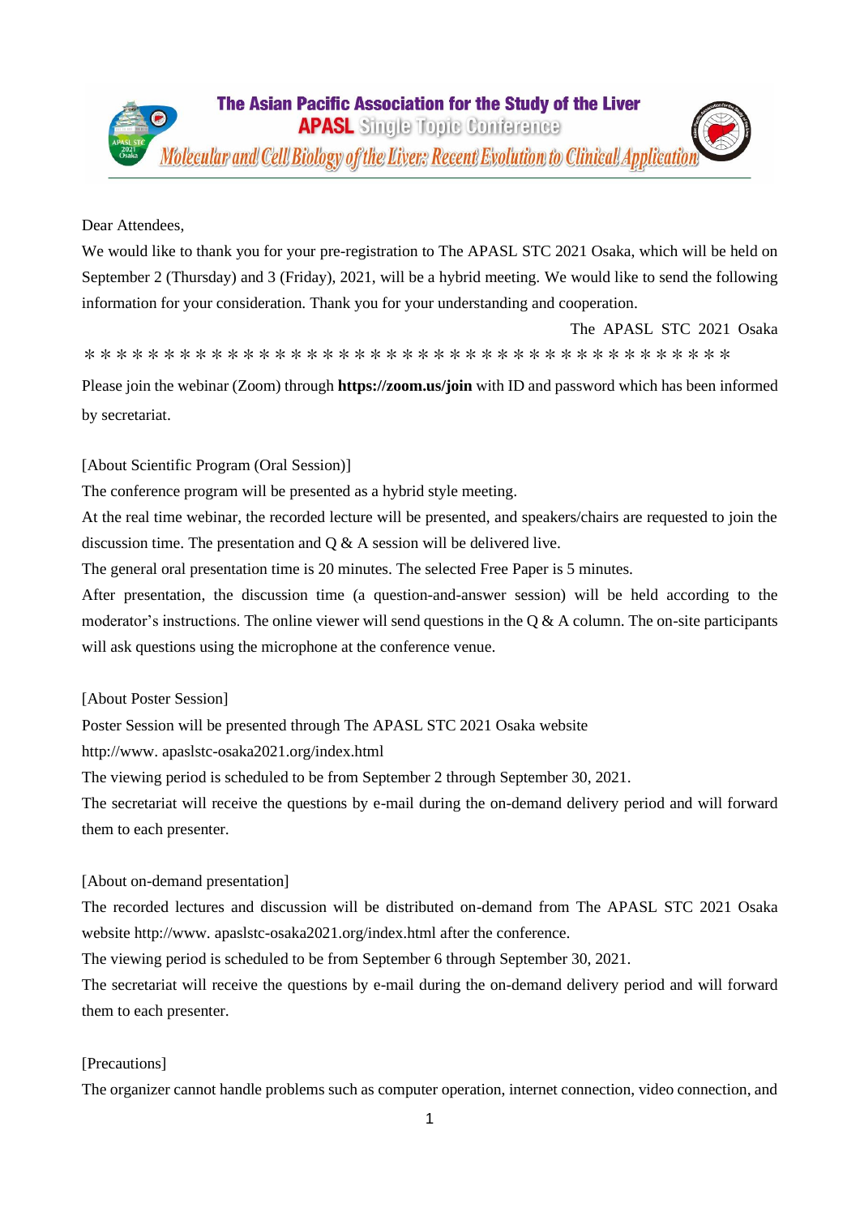# The Asian Pacific Association for the Study of the Liver
## APASL Single Topic Conference
### Molecular and Cell Biology of the Liver: Recent Evolution to Clinical Application

Dear Attendees,

We would like to thank you for your pre-registration to The APASL STC 2021 Osaka, which will be held on September 2 (Thursday) and 3 (Friday), 2021, will be a hybrid meeting. We would like to send the following information for your consideration. Thank you for your understanding and cooperation.

The APASL STC 2021 Osaka

＊＊＊＊＊＊＊＊＊＊＊＊＊＊＊＊＊＊＊＊＊＊＊＊＊＊＊＊＊＊＊＊＊＊＊＊＊＊＊＊＊

Please join the webinar (Zoom) through **https://zoom.us/join** with ID and password which has been informed by secretariat.

[About Scientific Program (Oral Session)]

The conference program will be presented as a hybrid style meeting.

At the real time webinar, the recorded lecture will be presented, and speakers/chairs are requested to join the discussion time. The presentation and Q & A session will be delivered live.

The general oral presentation time is 20 minutes. The selected Free Paper is 5 minutes.

After presentation, the discussion time (a question-and-answer session) will be held according to the moderator's instructions. The online viewer will send questions in the Q & A column. The on-site participants will ask questions using the microphone at the conference venue.

[About Poster Session]

Poster Session will be presented through The APASL STC 2021 Osaka website

http://www. apaslstc-osaka2021.org/index.html

The viewing period is scheduled to be from September 2 through September 30, 2021.

The secretariat will receive the questions by e-mail during the on-demand delivery period and will forward them to each presenter.

[About on-demand presentation]

The recorded lectures and discussion will be distributed on-demand from The APASL STC 2021 Osaka website http://www. apaslstc-osaka2021.org/index.html after the conference.

The viewing period is scheduled to be from September 6 through September 30, 2021.

The secretariat will receive the questions by e-mail during the on-demand delivery period and will forward them to each presenter.

[Precautions]

The organizer cannot handle problems such as computer operation, internet connection, video connection, and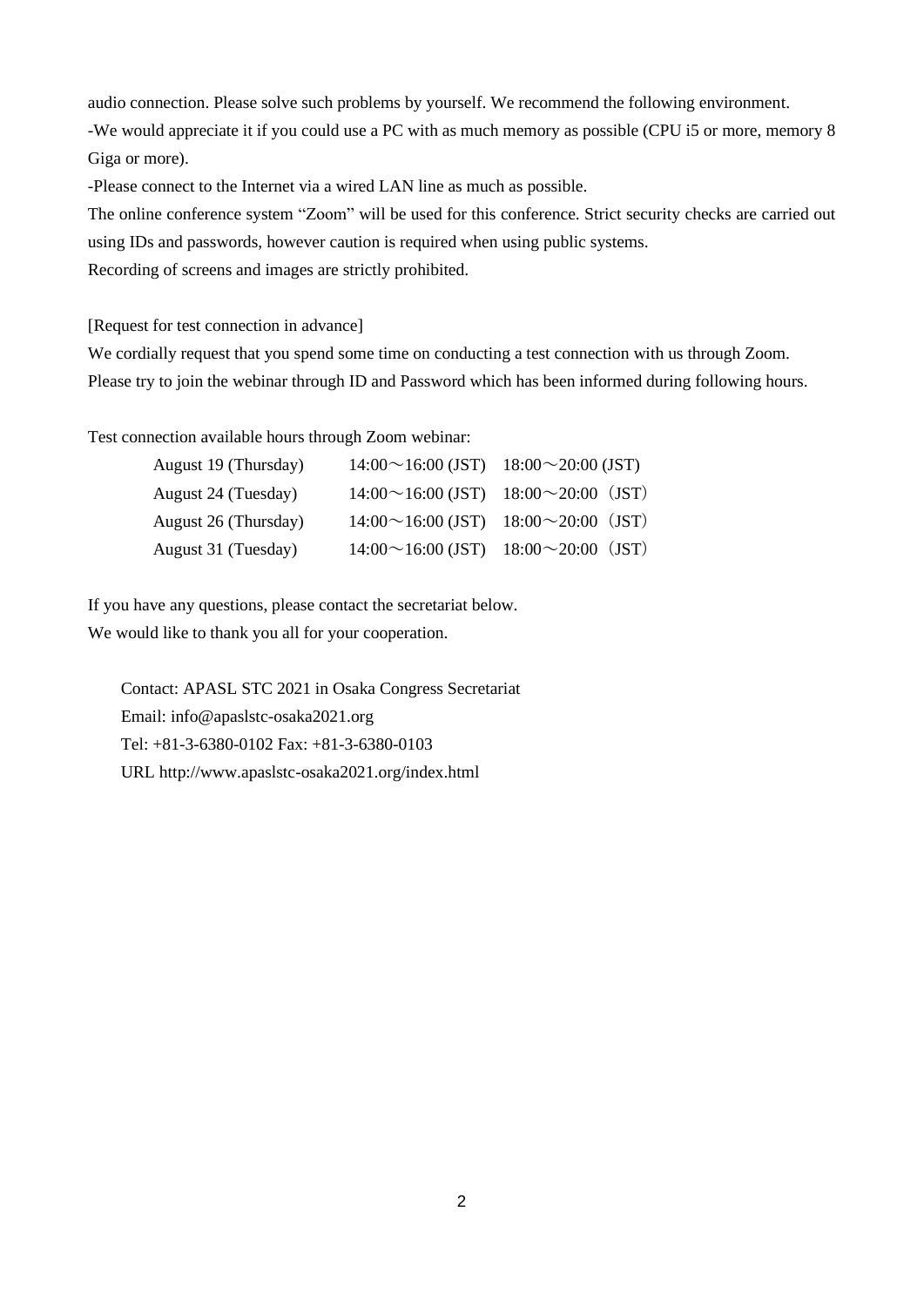audio connection. Please solve such problems by yourself. We recommend the following environment.

-We would appreciate it if you could use a PC with as much memory as possible (CPU i5 or more, memory 8 Giga or more).

-Please connect to the Internet via a wired LAN line as much as possible.

The online conference system "Zoom" will be used for this conference. Strict security checks are carried out using IDs and passwords, however caution is required when using public systems.

Recording of screens and images are strictly prohibited.

[Request for test connection in advance]

We cordially request that you spend some time on conducting a test connection with us through Zoom. Please try to join the webinar through ID and Password which has been informed during following hours.

Test connection available hours through Zoom webinar:

| | | |
|---|---|---|
| August 19 (Thursday) | 14:00～16:00 (JST) | 18:00～20:00 (JST) |
| August 24 (Tuesday) | 14:00～16:00 (JST) | 18:00～20:00（JST） |
| August 26 (Thursday) | 14:00～16:00 (JST) | 18:00～20:00（JST） |
| August 31 (Tuesday) | 14:00～16:00 (JST) | 18:00～20:00（JST） |

If you have any questions, please contact the secretariat below.

We would like to thank you all for your cooperation.

Contact: APASL STC 2021 in Osaka Congress Secretariat
Email: info@apaslstc-osaka2021.org
Tel: +81-3-6380-0102 Fax: +81-3-6380-0103
URL http://www.apaslstc-osaka2021.org/index.html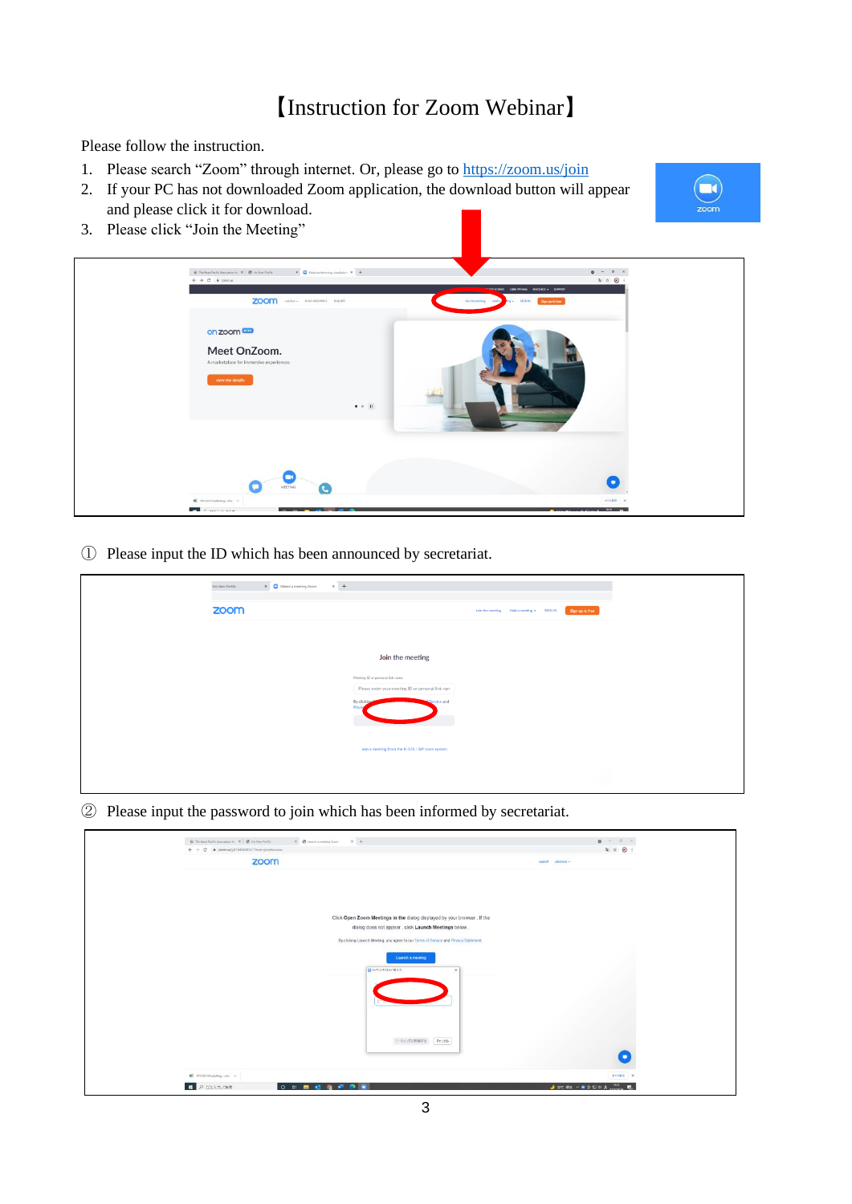# 【Instruction for Zoom Webinar】

Please follow the instruction.

1. Please search "Zoom" through internet. Or, please go to https://zoom.us/join
2. If your PC has not downloaded Zoom application, the download button will appear and please click it for download.
3. Please click "Join the Meeting"

① Please input the ID which has been announced by secretariat.

② Please input the password to join which has been informed by secretariat.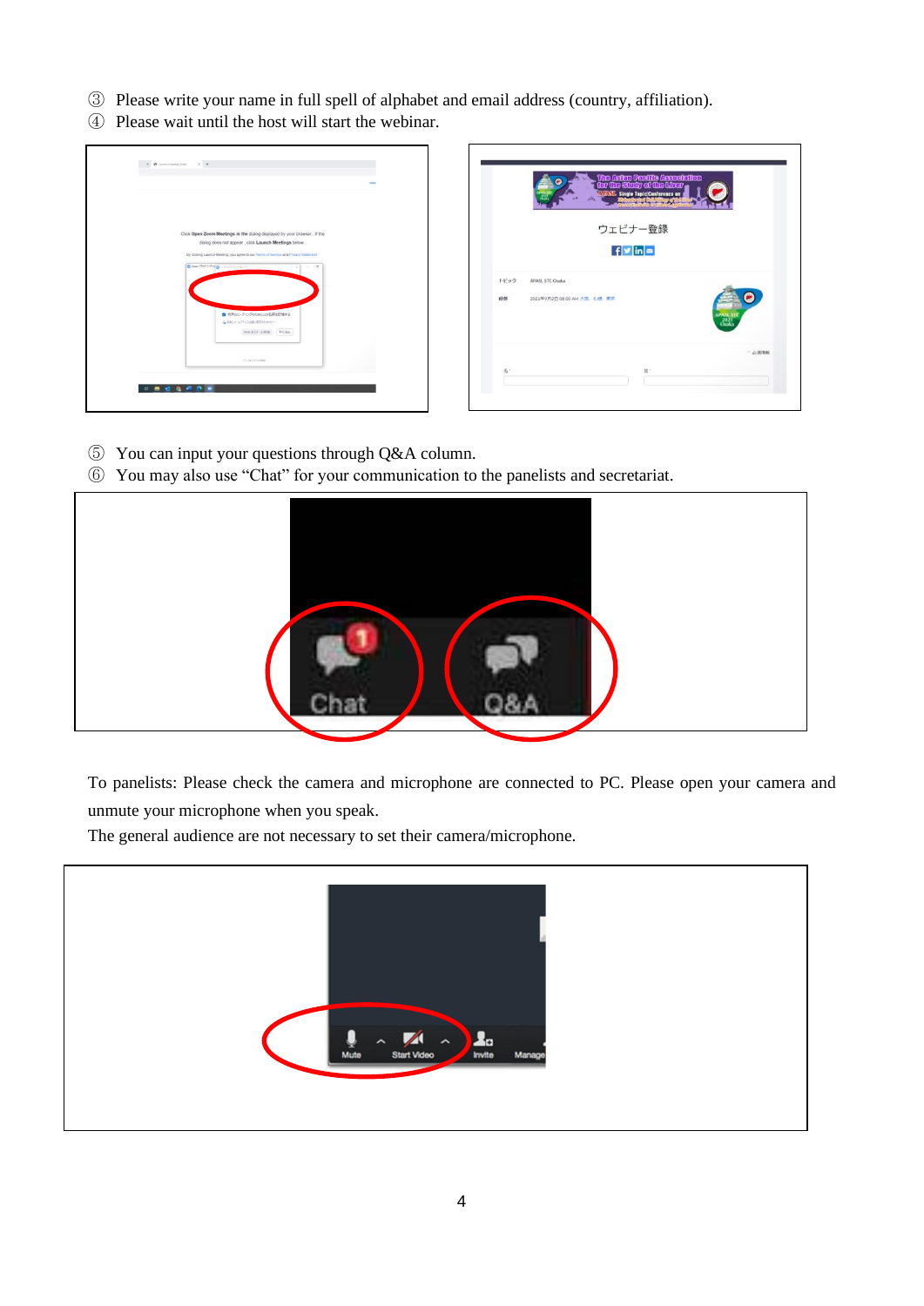③ Please write your name in full spell of alphabet and email address (country, affiliation).
④ Please wait until the host will start the webinar.

⑤ You can input your questions through Q&A column.
⑥ You may also use “Chat” for your communication to the panelists and secretariat.

To panelists: Please check the camera and microphone are connected to PC. Please open your camera and unmute your microphone when you speak.
The general audience are not necessary to set their camera/microphone.